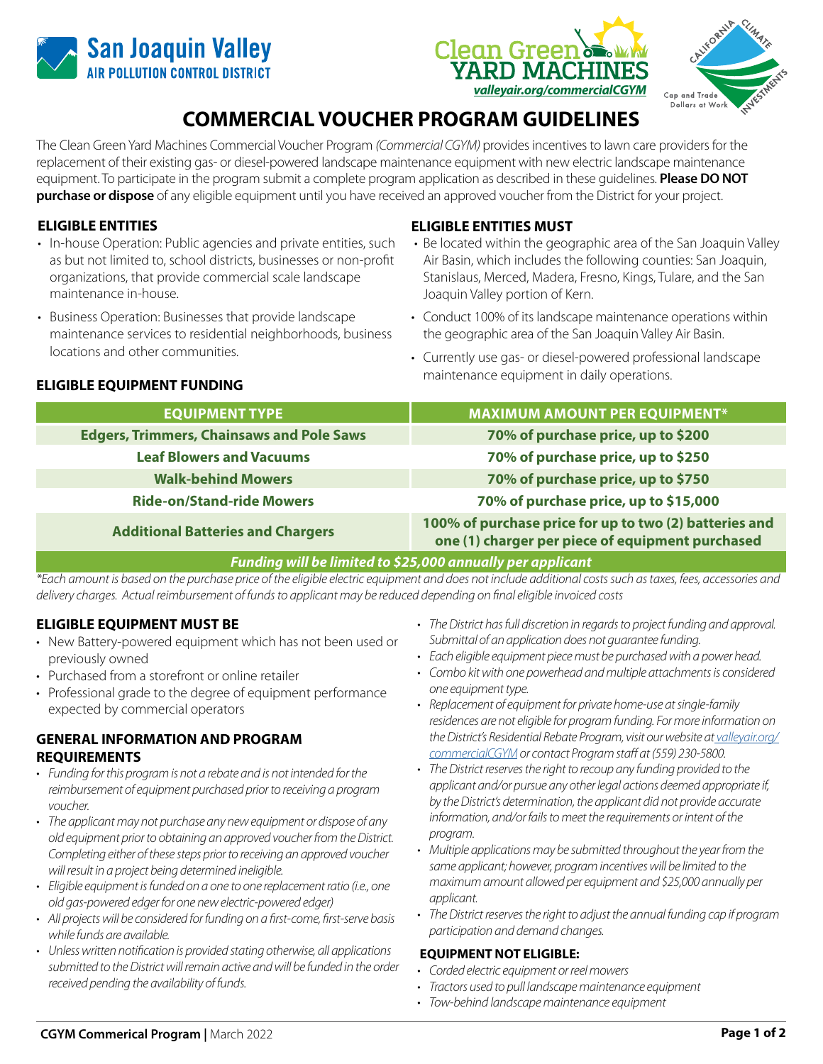San Joaquin Valley AIR POLLUTION CONTROL DISTRICT

Clean Green YARD MACHINES
*valleyair.org/commercialCGYM*

CALIFORNIA CLIMATE INVESTMENTS — Cap and Trade Dollars at Work

# COMMERCIAL VOUCHER PROGRAM GUIDELINES

The Clean Green Yard Machines Commercial Voucher Program *(Commercial CGYM)* provides incentives to lawn care providers for the replacement of their existing gas- or diesel-powered landscape maintenance equipment with new electric landscape maintenance equipment. To participate in the program submit a complete program application as described in these guidelines. **Please DO NOT purchase or dispose** of any eligible equipment until you have received an approved voucher from the District for your project.

## ELIGIBLE ENTITIES

- In-house Operation: Public agencies and private entities, such as but not limited to, school districts, businesses or non-profit organizations, that provide commercial scale landscape maintenance in-house.
- Business Operation: Businesses that provide landscape maintenance services to residential neighborhoods, business locations and other communities.

## ELIGIBLE ENTITIES MUST

- Be located within the geographic area of the San Joaquin Valley Air Basin, which includes the following counties: San Joaquin, Stanislaus, Merced, Madera, Fresno, Kings, Tulare, and the San Joaquin Valley portion of Kern.
- Conduct 100% of its landscape maintenance operations within the geographic area of the San Joaquin Valley Air Basin.
- Currently use gas- or diesel-powered professional landscape maintenance equipment in daily operations.

## ELIGIBLE EQUIPMENT FUNDING

| EQUIPMENT TYPE | MAXIMUM AMOUNT PER EQUIPMENT* |
|---|---|
| **Edgers, Trimmers, Chainsaws and Pole Saws** | **70% of purchase price, up to $200** |
| **Leaf Blowers and Vacuums** | **70% of purchase price, up to $250** |
| **Walk-behind Mowers** | **70% of purchase price, up to $750** |
| **Ride-on/Stand-ride Mowers** | **70% of purchase price, up to $15,000** |
| **Additional Batteries and Chargers** | **100% of purchase price for up to two (2) batteries and one (1) charger per piece of equipment purchased** |
| ***Funding will be limited to $25,000 annually per applicant*** | |

*\*Each amount is based on the purchase price of the eligible electric equipment and does not include additional costs such as taxes, fees, accessories and delivery charges. Actual reimbursement of funds to applicant may be reduced depending on final eligible invoiced costs*

## ELIGIBLE EQUIPMENT MUST BE

- New Battery-powered equipment which has not been used or previously owned
- Purchased from a storefront or online retailer
- Professional grade to the degree of equipment performance expected by commercial operators

## GENERAL INFORMATION AND PROGRAM REQUIREMENTS

- *Funding for this program is not a rebate and is not intended for the reimbursement of equipment purchased prior to receiving a program voucher.*
- *The applicant may not purchase any new equipment or dispose of any old equipment prior to obtaining an approved voucher from the District. Completing either of these steps prior to receiving an approved voucher will result in a project being determined ineligible.*
- *Eligible equipment is funded on a one to one replacement ratio (i.e., one old gas-powered edger for one new electric-powered edger)*
- *All projects will be considered for funding on a first-come, first-serve basis while funds are available.*
- *Unless written notification is provided stating otherwise, all applications submitted to the District will remain active and will be funded in the order received pending the availability of funds.*
- *The District has full discretion in regards to project funding and approval. Submittal of an application does not guarantee funding.*
- *Each eligible equipment piece must be purchased with a power head.*
- *Combo kit with one powerhead and multiple attachments is considered one equipment type.*
- *Replacement of equipment for private home-use at single-family residences are not eligible for program funding. For more information on the District's Residential Rebate Program, visit our website at valleyair.org/commercialCGYM or contact Program staff at (559) 230-5800.*
- *The District reserves the right to recoup any funding provided to the applicant and/or pursue any other legal actions deemed appropriate if, by the District's determination, the applicant did not provide accurate information, and/or fails to meet the requirements or intent of the program.*
- *Multiple applications may be submitted throughout the year from the same applicant; however, program incentives will be limited to the maximum amount allowed per equipment and $25,000 annually per applicant.*
- *The District reserves the right to adjust the annual funding cap if program participation and demand changes.*

### EQUIPMENT NOT ELIGIBLE:

- *Corded electric equipment or reel mowers*
- *Tractors used to pull landscape maintenance equipment*
- *Tow-behind landscape maintenance equipment*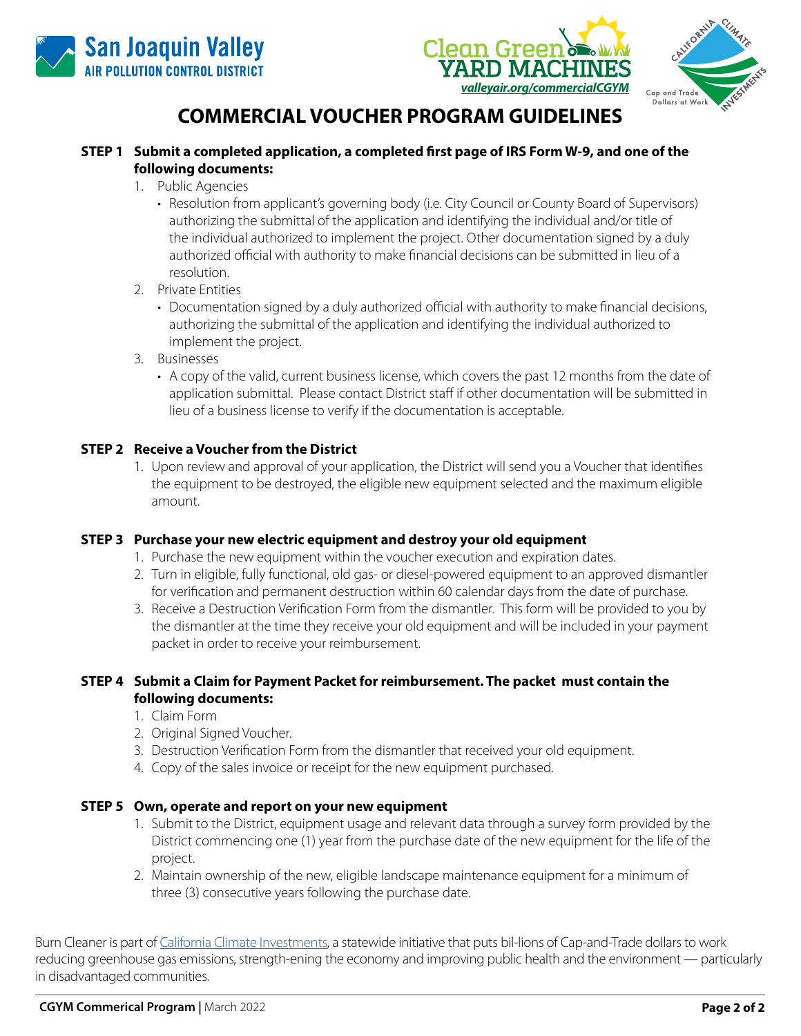# COMMERCIAL VOUCHER PROGRAM GUIDELINES

**STEP 1 Submit a completed application, a completed first page of IRS Form W-9, and one of the following documents:**

1. Public Agencies
   - Resolution from applicant's governing body (i.e. City Council or County Board of Supervisors) authorizing the submittal of the application and identifying the individual and/or title of the individual authorized to implement the project. Other documentation signed by a duly authorized official with authority to make financial decisions can be submitted in lieu of a resolution.
2. Private Entities
   - Documentation signed by a duly authorized official with authority to make financial decisions, authorizing the submittal of the application and identifying the individual authorized to implement the project.
3. Businesses
   - A copy of the valid, current business license, which covers the past 12 months from the date of application submittal. Please contact District staff if other documentation will be submitted in lieu of a business license to verify if the documentation is acceptable.

**STEP 2 Receive a Voucher from the District**

1. Upon review and approval of your application, the District will send you a Voucher that identifies the equipment to be destroyed, the eligible new equipment selected and the maximum eligible amount.

**STEP 3 Purchase your new electric equipment and destroy your old equipment**

1. Purchase the new equipment within the voucher execution and expiration dates.
2. Turn in eligible, fully functional, old gas- or diesel-powered equipment to an approved dismantler for verification and permanent destruction within 60 calendar days from the date of purchase.
3. Receive a Destruction Verification Form from the dismantler. This form will be provided to you by the dismantler at the time they receive your old equipment and will be included in your payment packet in order to receive your reimbursement.

**STEP 4 Submit a Claim for Payment Packet for reimbursement. The packet must contain the following documents:**

1. Claim Form
2. Original Signed Voucher.
3. Destruction Verification Form from the dismantler that received your old equipment.
4. Copy of the sales invoice or receipt for the new equipment purchased.

**STEP 5 Own, operate and report on your new equipment**

1. Submit to the District, equipment usage and relevant data through a survey form provided by the District commencing one (1) year from the purchase date of the new equipment for the life of the project.
2. Maintain ownership of the new, eligible landscape maintenance equipment for a minimum of three (3) consecutive years following the purchase date.

Burn Cleaner is part of [California Climate Investments](), a statewide initiative that puts bil-lions of Cap-and-Trade dollars to work reducing greenhouse gas emissions, strength-ening the economy and improving public health and the environment — particularly in disadvantaged communities.